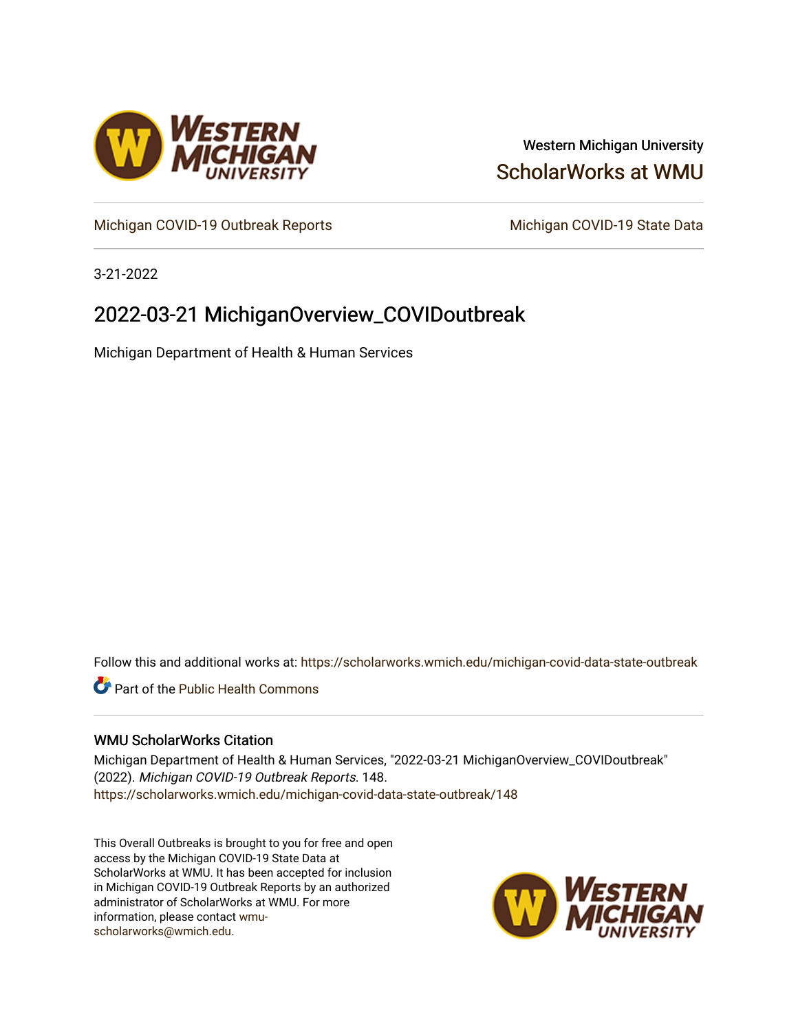Western Michigan University

ScholarWorks at WMU

Michigan COVID-19 Outbreak Reports

Michigan COVID-19 State Data

3-21-2022

# 2022-03-21 MichiganOverview_COVIDoutbreak

Michigan Department of Health & Human Services

Follow this and additional works at: https://scholarworks.wmich.edu/michigan-covid-data-state-outbreak

Part of the Public Health Commons

## WMU ScholarWorks Citation

Michigan Department of Health & Human Services, "2022-03-21 MichiganOverview_COVIDoutbreak" (2022). *Michigan COVID-19 Outbreak Reports*. 148.
https://scholarworks.wmich.edu/michigan-covid-data-state-outbreak/148

This Overall Outbreaks is brought to you for free and open access by the Michigan COVID-19 State Data at ScholarWorks at WMU. It has been accepted for inclusion in Michigan COVID-19 Outbreak Reports by an authorized administrator of ScholarWorks at WMU. For more information, please contact wmu-scholarworks@wmich.edu.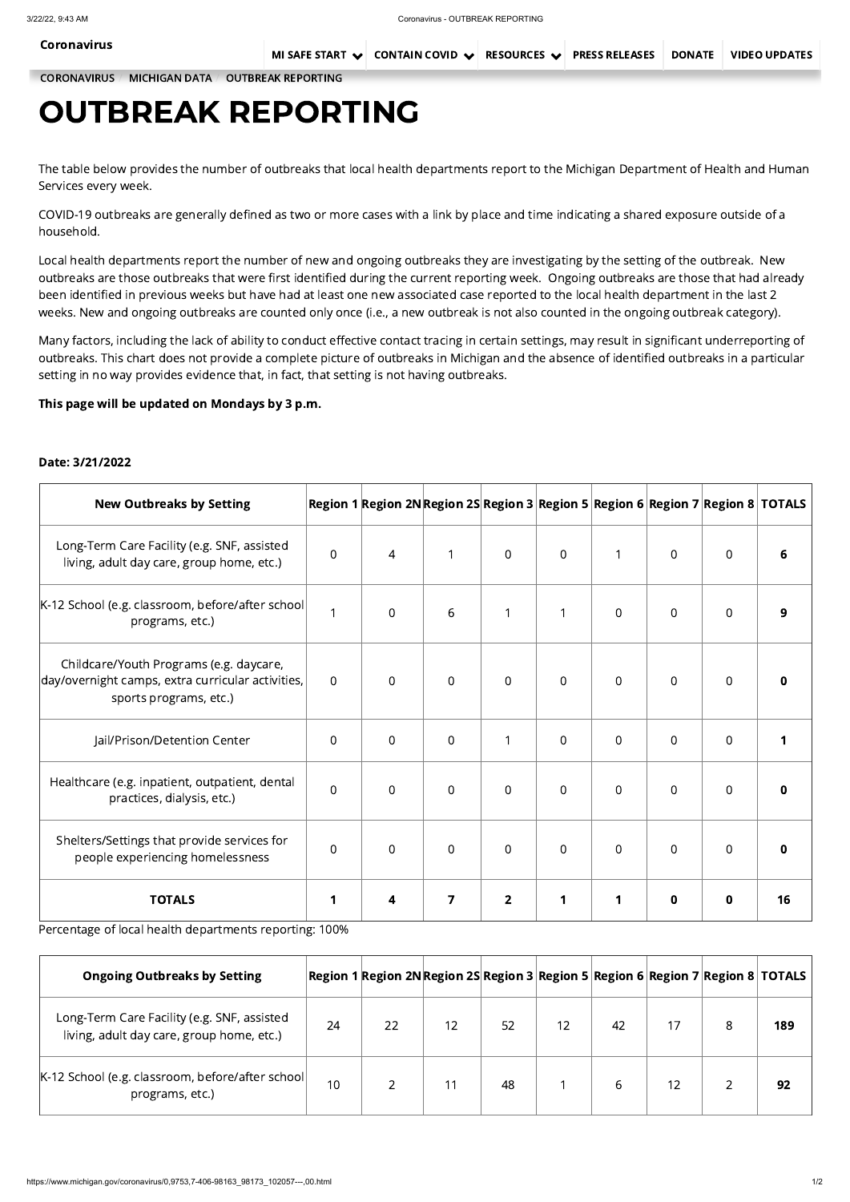**Coronavirus**

MI SAFE START | CONTAIN COVID | RESOURCES | PRESS RELEASES | DONATE | VIDEO UPDATES

CORONAVIRUS / MICHIGAN DATA / OUTBREAK REPORTING

# OUTBREAK REPORTING

The table below provides the number of outbreaks that local health departments report to the Michigan Department of Health and Human Services every week.

COVID-19 outbreaks are generally defined as two or more cases with a link by place and time indicating a shared exposure outside of a household.

Local health departments report the number of new and ongoing outbreaks they are investigating by the setting of the outbreak. New outbreaks are those outbreaks that were first identified during the current reporting week. Ongoing outbreaks are those that had already been identified in previous weeks but have had at least one new associated case reported to the local health department in the last 2 weeks. New and ongoing outbreaks are counted only once (i.e., a new outbreak is not also counted in the ongoing outbreak category).

Many factors, including the lack of ability to conduct effective contact tracing in certain settings, may result in significant underreporting of outbreaks. This chart does not provide a complete picture of outbreaks in Michigan and the absence of identified outbreaks in a particular setting in no way provides evidence that, in fact, that setting is not having outbreaks.

**This page will be updated on Mondays by 3 p.m.**

**Date: 3/21/2022**

| New Outbreaks by Setting | Region 1 | Region 2N | Region 2S | Region 3 | Region 5 | Region 6 | Region 7 | Region 8 | TOTALS |
|---|---|---|---|---|---|---|---|---|---|
| Long-Term Care Facility (e.g. SNF, assisted living, adult day care, group home, etc.) | 0 | 4 | 1 | 0 | 0 | 1 | 0 | 0 | **6** |
| K-12 School (e.g. classroom, before/after school programs, etc.) | 1 | 0 | 6 | 1 | 1 | 0 | 0 | 0 | **9** |
| Childcare/Youth Programs (e.g. daycare, day/overnight camps, extra curricular activities, sports programs, etc.) | 0 | 0 | 0 | 0 | 0 | 0 | 0 | 0 | **0** |
| Jail/Prison/Detention Center | 0 | 0 | 0 | 1 | 0 | 0 | 0 | 0 | **1** |
| Healthcare (e.g. inpatient, outpatient, dental practices, dialysis, etc.) | 0 | 0 | 0 | 0 | 0 | 0 | 0 | 0 | **0** |
| Shelters/Settings that provide services for people experiencing homelessness | 0 | 0 | 0 | 0 | 0 | 0 | 0 | 0 | **0** |
| **TOTALS** | **1** | **4** | **7** | **2** | **1** | **1** | **0** | **0** | **16** |

Percentage of local health departments reporting: 100%

| Ongoing Outbreaks by Setting | Region 1 | Region 2N | Region 2S | Region 3 | Region 5 | Region 6 | Region 7 | Region 8 | TOTALS |
|---|---|---|---|---|---|---|---|---|---|
| Long-Term Care Facility (e.g. SNF, assisted living, adult day care, group home, etc.) | 24 | 22 | 12 | 52 | 12 | 42 | 17 | 8 | **189** |
| K-12 School (e.g. classroom, before/after school programs, etc.) | 10 | 2 | 11 | 48 | 1 | 6 | 12 | 2 | **92** |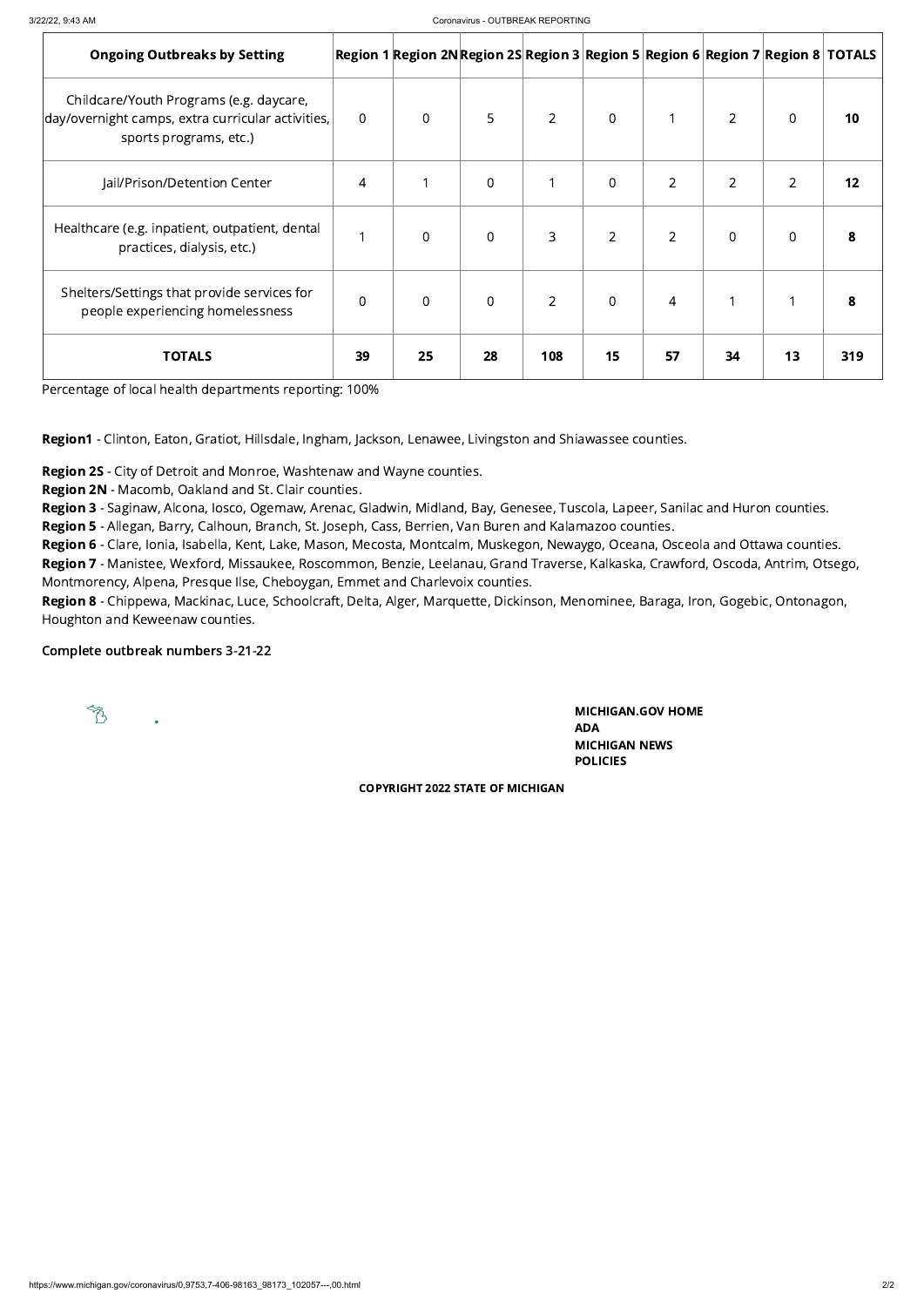| Ongoing Outbreaks by Setting | Region 1 | Region 2N | Region 2S | Region 3 | Region 5 | Region 6 | Region 7 | Region 8 | TOTALS |
|---|---|---|---|---|---|---|---|---|---|
| Childcare/Youth Programs (e.g. daycare, day/overnight camps, extra curricular activities, sports programs, etc.) | 0 | 0 | 5 | 2 | 0 | 1 | 2 | 0 | **10** |
| Jail/Prison/Detention Center | 4 | 1 | 0 | 1 | 0 | 2 | 2 | 2 | **12** |
| Healthcare (e.g. inpatient, outpatient, dental practices, dialysis, etc.) | 1 | 0 | 0 | 3 | 2 | 2 | 0 | 0 | **8** |
| Shelters/Settings that provide services for people experiencing homelessness | 0 | 0 | 0 | 2 | 0 | 4 | 1 | 1 | **8** |
| **TOTALS** | **39** | **25** | **28** | **108** | **15** | **57** | **34** | **13** | **319** |

Percentage of local health departments reporting: 100%

**Region1** - Clinton, Eaton, Gratiot, Hillsdale, Ingham, Jackson, Lenawee, Livingston and Shiawassee counties.

**Region 2S** - City of Detroit and Monroe, Washtenaw and Wayne counties.
**Region 2N** - Macomb, Oakland and St. Clair counties.
**Region 3** - Saginaw, Alcona, Iosco, Ogemaw, Arenac, Gladwin, Midland, Bay, Genesee, Tuscola, Lapeer, Sanilac and Huron counties.
**Region 5** - Allegan, Barry, Calhoun, Branch, St. Joseph, Cass, Berrien, Van Buren and Kalamazoo counties.
**Region 6** - Clare, Ionia, Isabella, Kent, Lake, Mason, Mecosta, Montcalm, Muskegon, Newaygo, Oceana, Osceola and Ottawa counties.
**Region 7** - Manistee, Wexford, Missaukee, Roscommon, Benzie, Leelanau, Grand Traverse, Kalkaska, Crawford, Oscoda, Antrim, Otsego, Montmorency, Alpena, Presque Isle, Cheboygan, Emmet and Charlevoix counties.
**Region 8** - Chippewa, Mackinac, Luce, Schoolcraft, Delta, Alger, Marquette, Dickinson, Menominee, Baraga, Iron, Gogebic, Ontonagon, Houghton and Keweenaw counties.

**Complete outbreak numbers 3-21-22**

**MICHIGAN.GOV HOME**
**ADA**
**MICHIGAN NEWS**
**POLICIES**

**COPYRIGHT 2022 STATE OF MICHIGAN**